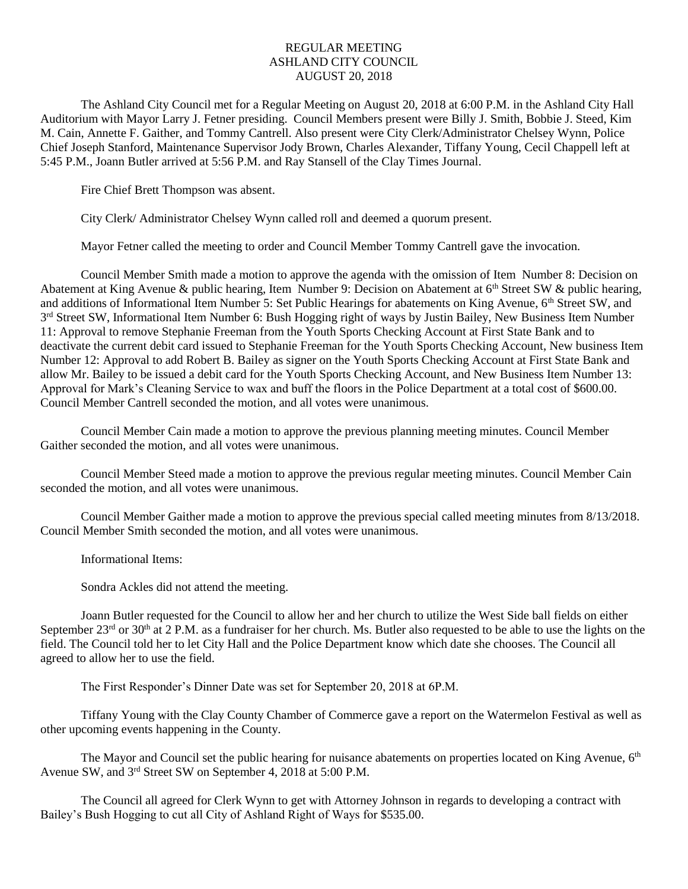# REGULAR MEETING
# ASHLAND CITY COUNCIL
# AUGUST 20, 2018

The Ashland City Council met for a Regular Meeting on August 20, 2018 at 6:00 P.M. in the Ashland City Hall Auditorium with Mayor Larry J. Fetner presiding. Council Members present were Billy J. Smith, Bobbie J. Steed, Kim M. Cain, Annette F. Gaither, and Tommy Cantrell. Also present were City Clerk/Administrator Chelsey Wynn, Police Chief Joseph Stanford, Maintenance Supervisor Jody Brown, Charles Alexander, Tiffany Young, Cecil Chappell left at 5:45 P.M., Joann Butler arrived at 5:56 P.M. and Ray Stansell of the Clay Times Journal.

Fire Chief Brett Thompson was absent.

City Clerk/ Administrator Chelsey Wynn called roll and deemed a quorum present.

Mayor Fetner called the meeting to order and Council Member Tommy Cantrell gave the invocation.

Council Member Smith made a motion to approve the agenda with the omission of Item Number 8: Decision on Abatement at King Avenue & public hearing, Item Number 9: Decision on Abatement at 6th Street SW & public hearing, and additions of Informational Item Number 5: Set Public Hearings for abatements on King Avenue, 6th Street SW, and 3rd Street SW, Informational Item Number 6: Bush Hogging right of ways by Justin Bailey, New Business Item Number 11: Approval to remove Stephanie Freeman from the Youth Sports Checking Account at First State Bank and to deactivate the current debit card issued to Stephanie Freeman for the Youth Sports Checking Account, New business Item Number 12: Approval to add Robert B. Bailey as signer on the Youth Sports Checking Account at First State Bank and allow Mr. Bailey to be issued a debit card for the Youth Sports Checking Account, and New Business Item Number 13: Approval for Mark's Cleaning Service to wax and buff the floors in the Police Department at a total cost of $600.00. Council Member Cantrell seconded the motion, and all votes were unanimous.

Council Member Cain made a motion to approve the previous planning meeting minutes. Council Member Gaither seconded the motion, and all votes were unanimous.

Council Member Steed made a motion to approve the previous regular meeting minutes. Council Member Cain seconded the motion, and all votes were unanimous.

Council Member Gaither made a motion to approve the previous special called meeting minutes from 8/13/2018. Council Member Smith seconded the motion, and all votes were unanimous.

Informational Items:

Sondra Ackles did not attend the meeting.

Joann Butler requested for the Council to allow her and her church to utilize the West Side ball fields on either September 23rd or 30th at 2 P.M. as a fundraiser for her church. Ms. Butler also requested to be able to use the lights on the field. The Council told her to let City Hall and the Police Department know which date she chooses. The Council all agreed to allow her to use the field.

The First Responder's Dinner Date was set for September 20, 2018 at 6P.M.

Tiffany Young with the Clay County Chamber of Commerce gave a report on the Watermelon Festival as well as other upcoming events happening in the County.

The Mayor and Council set the public hearing for nuisance abatements on properties located on King Avenue, 6th Avenue SW, and 3rd Street SW on September 4, 2018 at 5:00 P.M.

The Council all agreed for Clerk Wynn to get with Attorney Johnson in regards to developing a contract with Bailey's Bush Hogging to cut all City of Ashland Right of Ways for $535.00.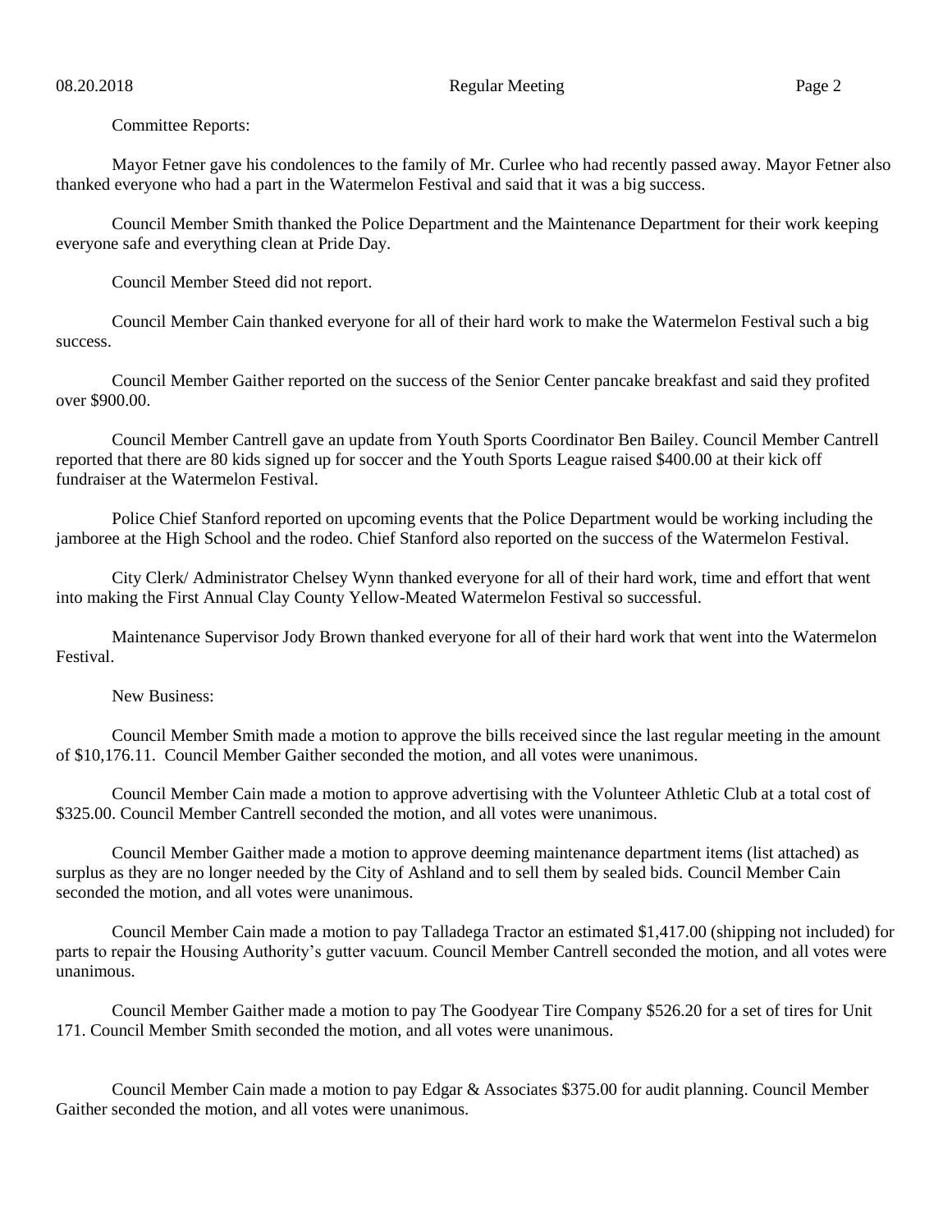Committee Reports:

Mayor Fetner gave his condolences to the family of Mr. Curlee who had recently passed away. Mayor Fetner also thanked everyone who had a part in the Watermelon Festival and said that it was a big success.

Council Member Smith thanked the Police Department and the Maintenance Department for their work keeping everyone safe and everything clean at Pride Day.

Council Member Steed did not report.

Council Member Cain thanked everyone for all of their hard work to make the Watermelon Festival such a big success.

Council Member Gaither reported on the success of the Senior Center pancake breakfast and said they profited over $900.00.

Council Member Cantrell gave an update from Youth Sports Coordinator Ben Bailey. Council Member Cantrell reported that there are 80 kids signed up for soccer and the Youth Sports League raised $400.00 at their kick off fundraiser at the Watermelon Festival.

Police Chief Stanford reported on upcoming events that the Police Department would be working including the jamboree at the High School and the rodeo. Chief Stanford also reported on the success of the Watermelon Festival.

City Clerk/ Administrator Chelsey Wynn thanked everyone for all of their hard work, time and effort that went into making the First Annual Clay County Yellow-Meated Watermelon Festival so successful.

Maintenance Supervisor Jody Brown thanked everyone for all of their hard work that went into the Watermelon Festival.

New Business:

Council Member Smith made a motion to approve the bills received since the last regular meeting in the amount of $10,176.11. Council Member Gaither seconded the motion, and all votes were unanimous.

Council Member Cain made a motion to approve advertising with the Volunteer Athletic Club at a total cost of $325.00. Council Member Cantrell seconded the motion, and all votes were unanimous.

Council Member Gaither made a motion to approve deeming maintenance department items (list attached) as surplus as they are no longer needed by the City of Ashland and to sell them by sealed bids. Council Member Cain seconded the motion, and all votes were unanimous.

Council Member Cain made a motion to pay Talladega Tractor an estimated $1,417.00 (shipping not included) for parts to repair the Housing Authority's gutter vacuum. Council Member Cantrell seconded the motion, and all votes were unanimous.

Council Member Gaither made a motion to pay The Goodyear Tire Company $526.20 for a set of tires for Unit 171. Council Member Smith seconded the motion, and all votes were unanimous.

Council Member Cain made a motion to pay Edgar & Associates $375.00 for audit planning. Council Member Gaither seconded the motion, and all votes were unanimous.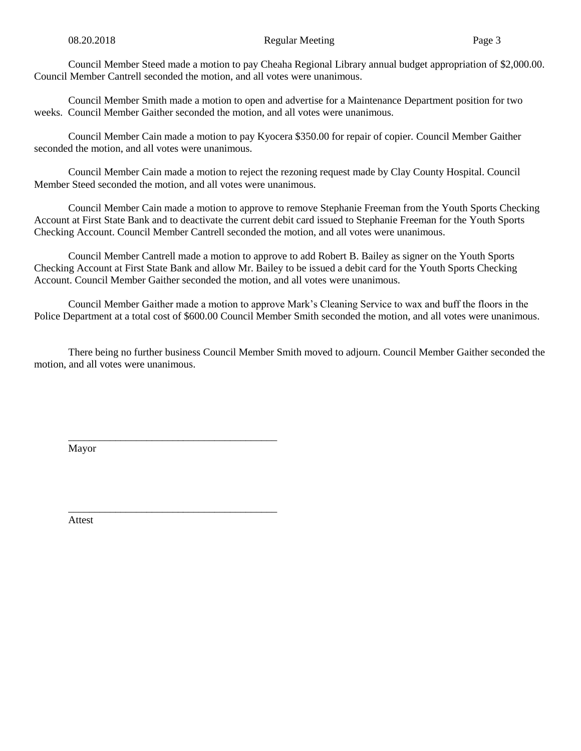Council Member Steed made a motion to pay Cheaha Regional Library annual budget appropriation of $2,000.00. Council Member Cantrell seconded the motion, and all votes were unanimous.

Council Member Smith made a motion to open and advertise for a Maintenance Department position for two weeks. Council Member Gaither seconded the motion, and all votes were unanimous.

Council Member Cain made a motion to pay Kyocera $350.00 for repair of copier. Council Member Gaither seconded the motion, and all votes were unanimous.

Council Member Cain made a motion to reject the rezoning request made by Clay County Hospital. Council Member Steed seconded the motion, and all votes were unanimous.

Council Member Cain made a motion to approve to remove Stephanie Freeman from the Youth Sports Checking Account at First State Bank and to deactivate the current debit card issued to Stephanie Freeman for the Youth Sports Checking Account. Council Member Cantrell seconded the motion, and all votes were unanimous.

Council Member Cantrell made a motion to approve to add Robert B. Bailey as signer on the Youth Sports Checking Account at First State Bank and allow Mr. Bailey to be issued a debit card for the Youth Sports Checking Account. Council Member Gaither seconded the motion, and all votes were unanimous.

Council Member Gaither made a motion to approve Mark's Cleaning Service to wax and buff the floors in the Police Department at a total cost of $600.00 Council Member Smith seconded the motion, and all votes were unanimous.

There being no further business Council Member Smith moved to adjourn. Council Member Gaither seconded the motion, and all votes were unanimous.

________________________________________
Mayor

________________________________________
Attest